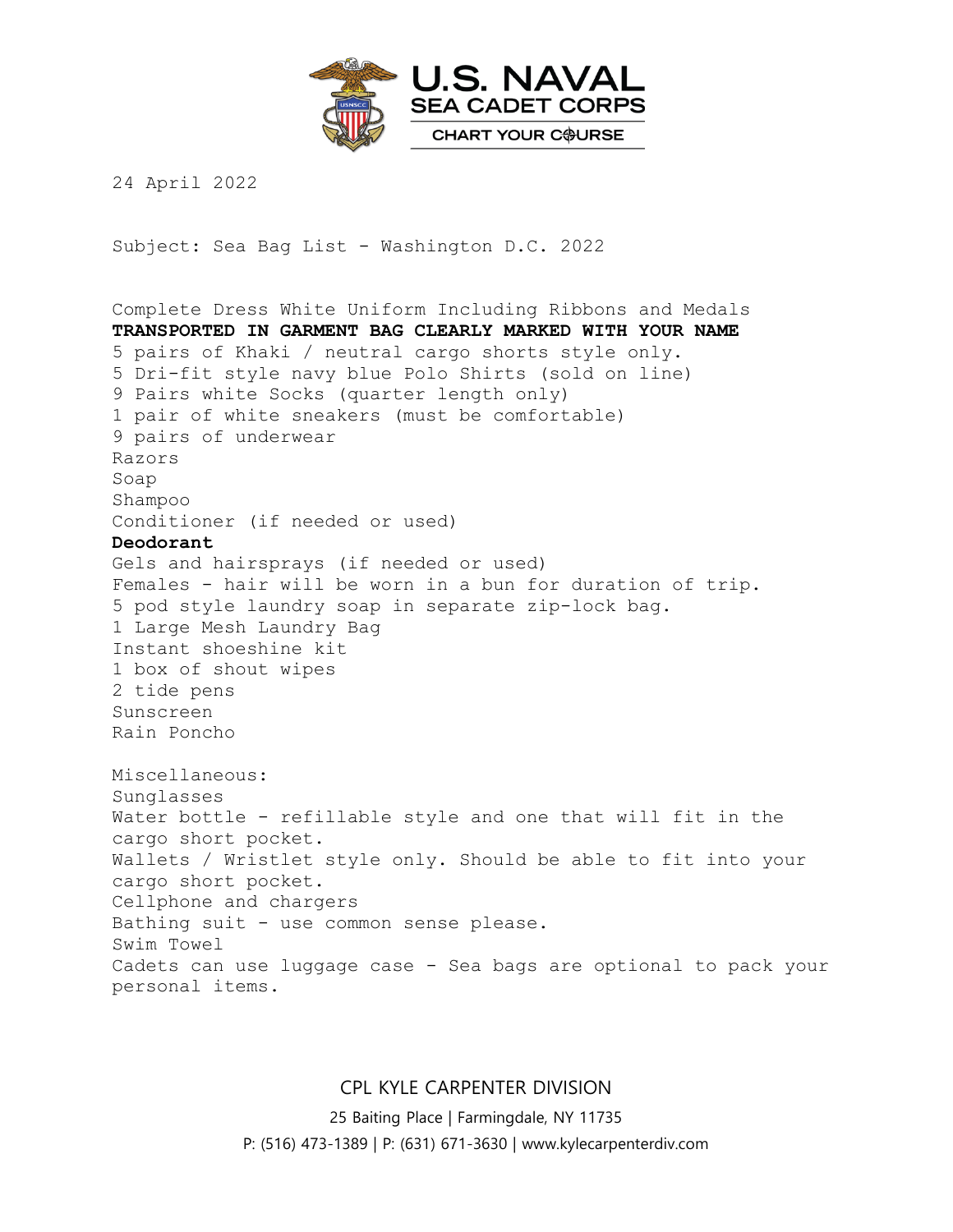U.S. NAVAL SEA CADET CORPS

CHART YOUR COURSE

24 April 2022

Subject: Sea Bag List - Washington D.C. 2022

Complete Dress White Uniform Including Ribbons and Medals
**TRANSPORTED IN GARMENT BAG CLEARLY MARKED WITH YOUR NAME**
5 pairs of Khaki / neutral cargo shorts style only.
5 Dri-fit style navy blue Polo Shirts (sold on line)
9 Pairs white Socks (quarter length only)
1 pair of white sneakers (must be comfortable)
9 pairs of underwear
Razors
Soap
Shampoo
Conditioner (if needed or used)
**Deodorant**
Gels and hairsprays (if needed or used)
Females - hair will be worn in a bun for duration of trip.
5 pod style laundry soap in separate zip-lock bag.
1 Large Mesh Laundry Bag
Instant shoeshine kit
1 box of shout wipes
2 tide pens
Sunscreen
Rain Poncho

Miscellaneous:
Sunglasses
Water bottle - refillable style and one that will fit in the cargo short pocket.
Wallets / Wristlet style only. Should be able to fit into your cargo short pocket.
Cellphone and chargers
Bathing suit - use common sense please.
Swim Towel
Cadets can use luggage case - Sea bags are optional to pack your personal items.

CPL KYLE CARPENTER DIVISION

25 Baiting Place | Farmingdale, NY 11735

P: (516) 473-1389 | P: (631) 671-3630 | www.kylecarpenterdiv.com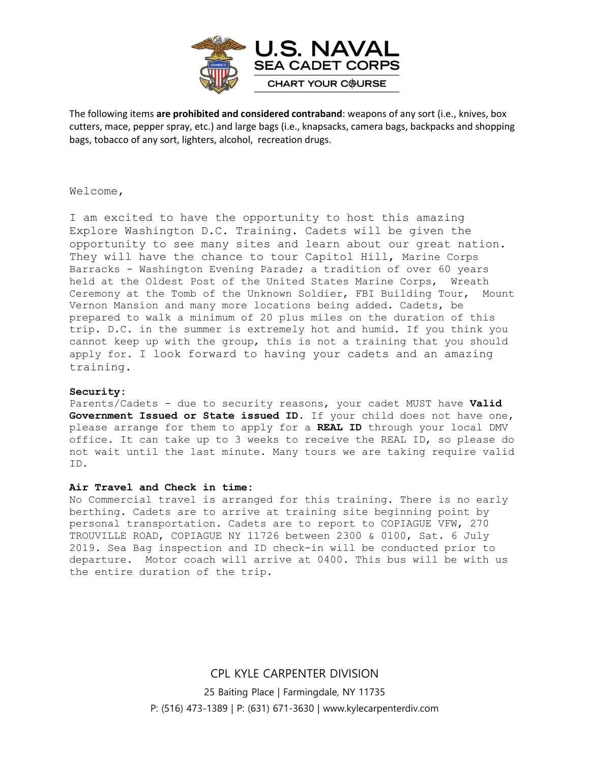The following items **are prohibited and considered contraband**: weapons of any sort (i.e., knives, box cutters, mace, pepper spray, etc.) and large bags (i.e., knapsacks, camera bags, backpacks and shopping bags, tobacco of any sort, lighters, alcohol, recreation drugs.

Welcome,

I am excited to have the opportunity to host this amazing Explore Washington D.C. Training. Cadets will be given the opportunity to see many sites and learn about our great nation. They will have the chance to tour Capitol Hill, Marine Corps Barracks - Washington Evening Parade; a tradition of over 60 years held at the Oldest Post of the United States Marine Corps, Wreath Ceremony at the Tomb of the Unknown Soldier, FBI Building Tour, Mount Vernon Mansion and many more locations being added. Cadets, be prepared to walk a minimum of 20 plus miles on the duration of this trip. D.C. in the summer is extremely hot and humid. If you think you cannot keep up with the group, this is not a training that you should apply for. I look forward to having your cadets and an amazing training.

**Security:**
Parents/Cadets - due to security reasons, your cadet MUST have **Valid Government Issued or State issued ID.** If your child does not have one, please arrange for them to apply for a **REAL ID** through your local DMV office. It can take up to 3 weeks to receive the REAL ID, so please do not wait until the last minute. Many tours we are taking require valid ID.

**Air Travel and Check in time:**
No Commercial travel is arranged for this training. There is no early berthing. Cadets are to arrive at training site beginning point by personal transportation. Cadets are to report to COPIAGUE VFW, 270 TROUVILLE ROAD, COPIAGUE NY 11726 between 2300 & 0100, Sat. 6 July 2019. Sea Bag inspection and ID check-in will be conducted prior to departure. Motor coach will arrive at 0400. This bus will be with us the entire duration of the trip.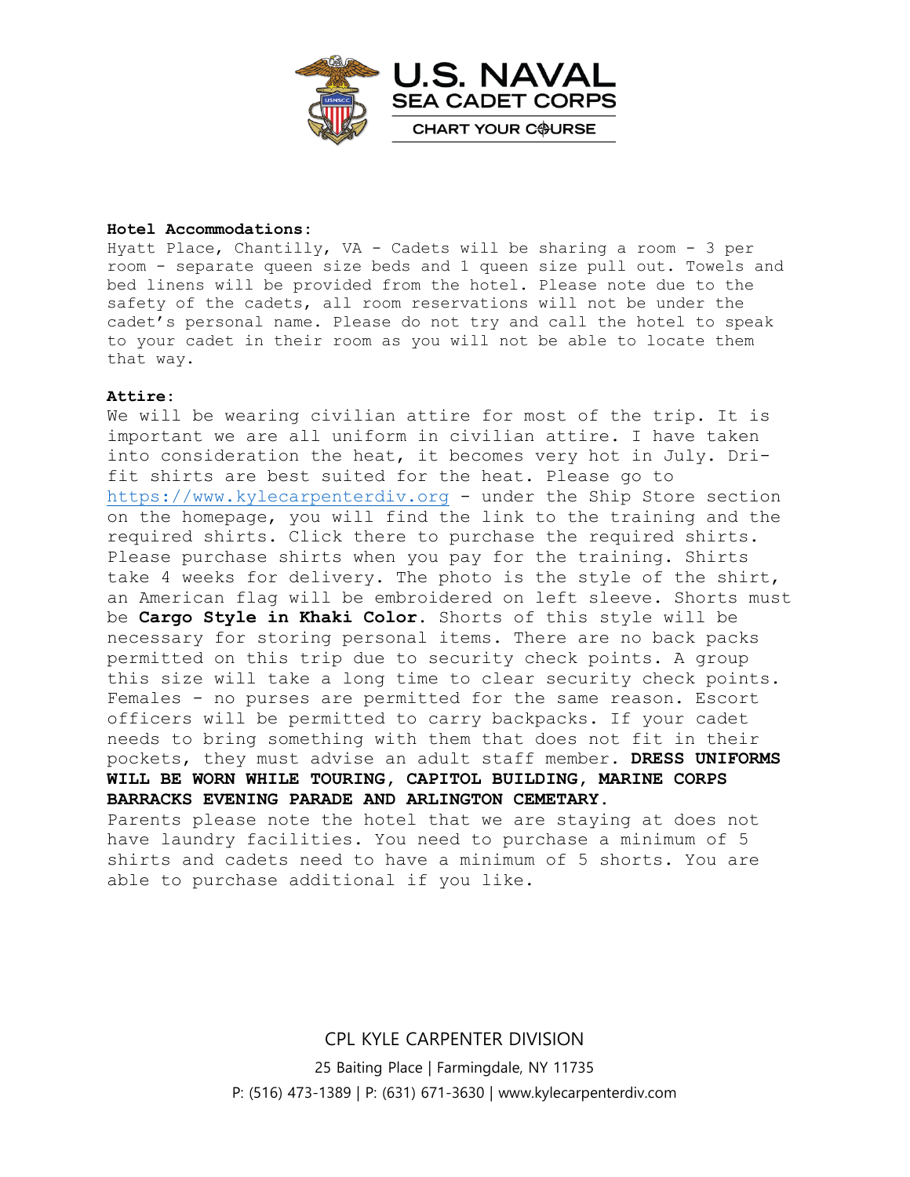**Hotel Accommodations:**

Hyatt Place, Chantilly, VA - Cadets will be sharing a room - 3 per room - separate queen size beds and 1 queen size pull out. Towels and bed linens will be provided from the hotel. Please note due to the safety of the cadets, all room reservations will not be under the cadet's personal name. Please do not try and call the hotel to speak to your cadet in their room as you will not be able to locate them that way.

**Attire:**

We will be wearing civilian attire for most of the trip. It is important we are all uniform in civilian attire. I have taken into consideration the heat, it becomes very hot in July. Dri-fit shirts are best suited for the heat. Please go to https://www.kylecarpenterdiv.org - under the Ship Store section on the homepage, you will find the link to the training and the required shirts. Click there to purchase the required shirts. Please purchase shirts when you pay for the training. Shirts take 4 weeks for delivery. The photo is the style of the shirt, an American flag will be embroidered on left sleeve. Shorts must be **Cargo Style in Khaki Color.** Shorts of this style will be necessary for storing personal items. There are no back packs permitted on this trip due to security check points. A group this size will take a long time to clear security check points. Females - no purses are permitted for the same reason. Escort officers will be permitted to carry backpacks. If your cadet needs to bring something with them that does not fit in their pockets, they must advise an adult staff member. **DRESS UNIFORMS WILL BE WORN WHILE TOURING, CAPITOL BUILDING, MARINE CORPS BARRACKS EVENING PARADE AND ARLINGTON CEMETARY.**

Parents please note the hotel that we are staying at does not have laundry facilities. You need to purchase a minimum of 5 shirts and cadets need to have a minimum of 5 shorts. You are able to purchase additional if you like.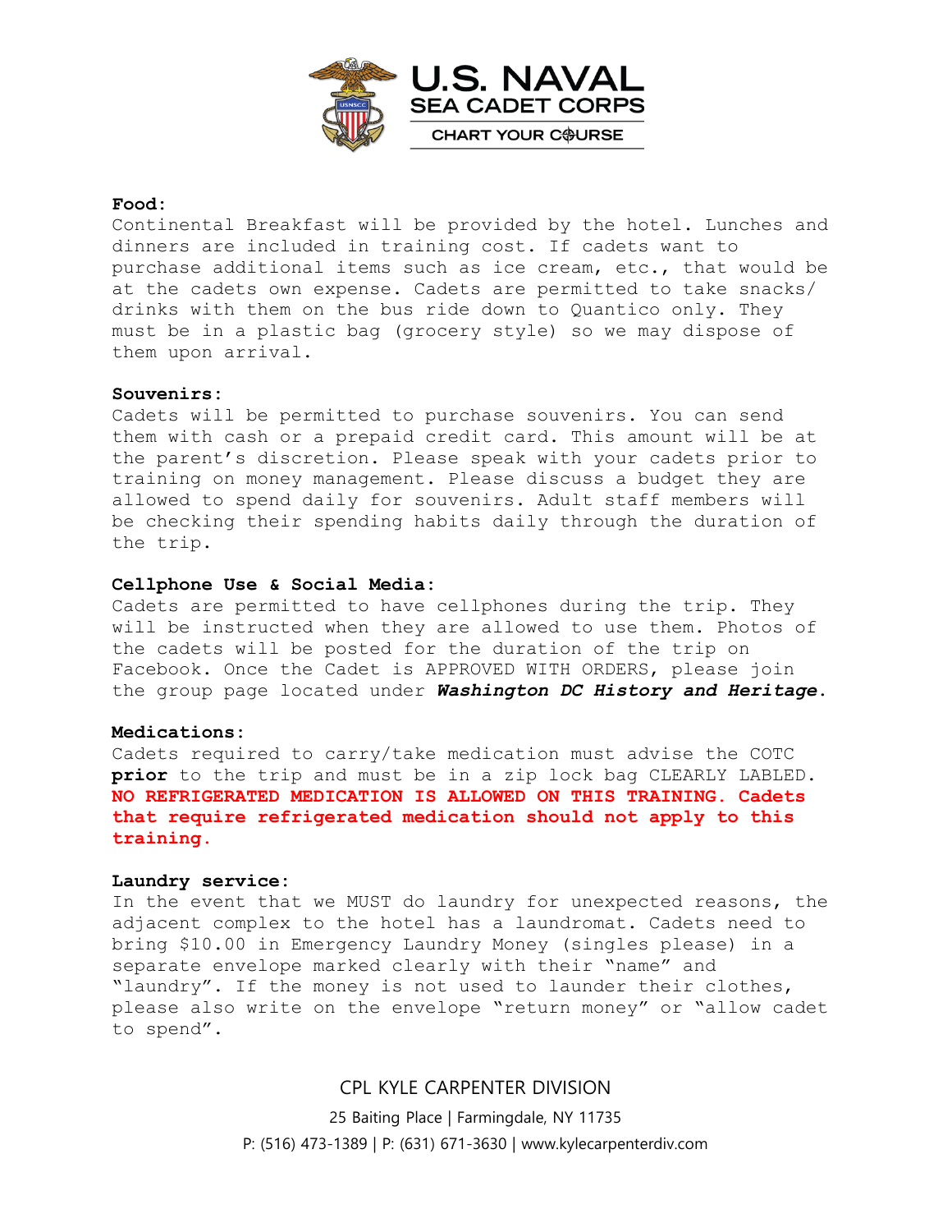**Food:**
Continental Breakfast will be provided by the hotel. Lunches and dinners are included in training cost. If cadets want to purchase additional items such as ice cream, etc., that would be at the cadets own expense. Cadets are permitted to take snacks/ drinks with them on the bus ride down to Quantico only. They must be in a plastic bag (grocery style) so we may dispose of them upon arrival.

**Souvenirs:**
Cadets will be permitted to purchase souvenirs. You can send them with cash or a prepaid credit card. This amount will be at the parent's discretion. Please speak with your cadets prior to training on money management. Please discuss a budget they are allowed to spend daily for souvenirs. Adult staff members will be checking their spending habits daily through the duration of the trip.

**Cellphone Use & Social Media:**
Cadets are permitted to have cellphones during the trip. They will be instructed when they are allowed to use them. Photos of the cadets will be posted for the duration of the trip on Facebook. Once the Cadet is APPROVED WITH ORDERS, please join the group page located under ***Washington DC History and Heritage***.

**Medications:**
Cadets required to carry/take medication must advise the COTC **prior** to the trip and must be in a zip lock bag CLEARLY LABLED. **NO REFRIGERATED MEDICATION IS ALLOWED ON THIS TRAINING. Cadets that require refrigerated medication should not apply to this training.**

**Laundry service:**
In the event that we MUST do laundry for unexpected reasons, the adjacent complex to the hotel has a laundromat. Cadets need to bring $10.00 in Emergency Laundry Money (singles please) in a separate envelope marked clearly with their "name" and "laundry". If the money is not used to launder their clothes, please also write on the envelope "return money" or "allow cadet to spend".

CPL KYLE CARPENTER DIVISION

25 Baiting Place | Farmingdale, NY 11735

P: (516) 473-1389 | P: (631) 671-3630 | www.kylecarpenterdiv.com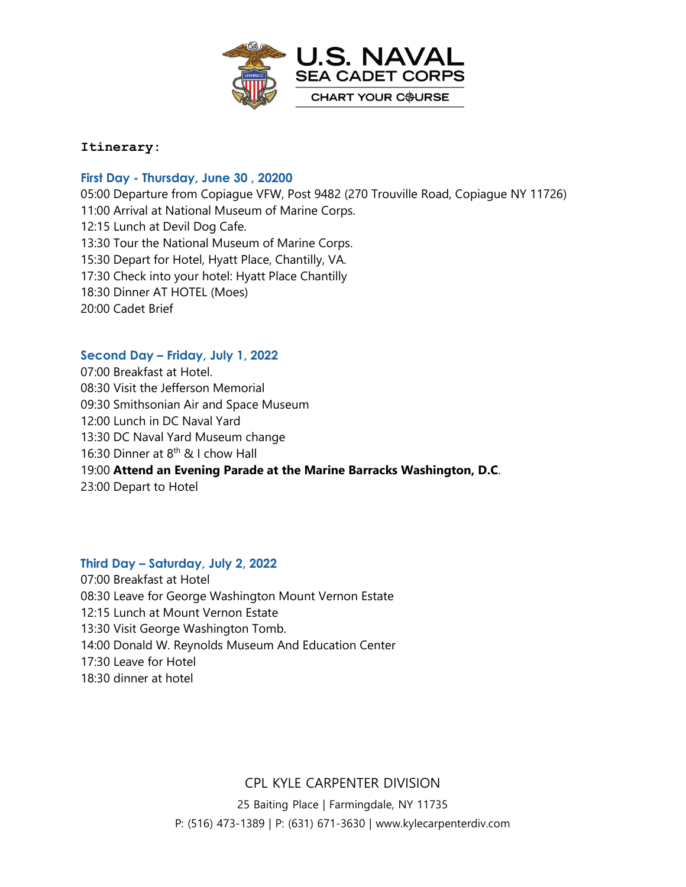**Itinerary:**

### First Day - Thursday, June 30 , 20200

05:00 Departure from Copiague VFW, Post 9482 (270 Trouville Road, Copiague NY 11726)
11:00 Arrival at National Museum of Marine Corps.
12:15 Lunch at Devil Dog Cafe.
13:30 Tour the National Museum of Marine Corps.
15:30 Depart for Hotel, Hyatt Place, Chantilly, VA.
17:30 Check into your hotel: Hyatt Place Chantilly
18:30 Dinner AT HOTEL (Moes)
20:00 Cadet Brief

### Second Day – Friday, July 1, 2022

07:00 Breakfast at Hotel.
08:30 Visit the Jefferson Memorial
09:30 Smithsonian Air and Space Museum
12:00 Lunch in DC Naval Yard
13:30 DC Naval Yard Museum change
16:30 Dinner at 8th & I chow Hall
19:00 **Attend an Evening Parade at the Marine Barracks Washington, D.C**.
23:00 Depart to Hotel

### Third Day – Saturday, July 2, 2022

07:00 Breakfast at Hotel
08:30 Leave for George Washington Mount Vernon Estate
12:15 Lunch at Mount Vernon Estate
13:30 Visit George Washington Tomb.
14:00 Donald W. Reynolds Museum And Education Center
17:30 Leave for Hotel
18:30 dinner at hotel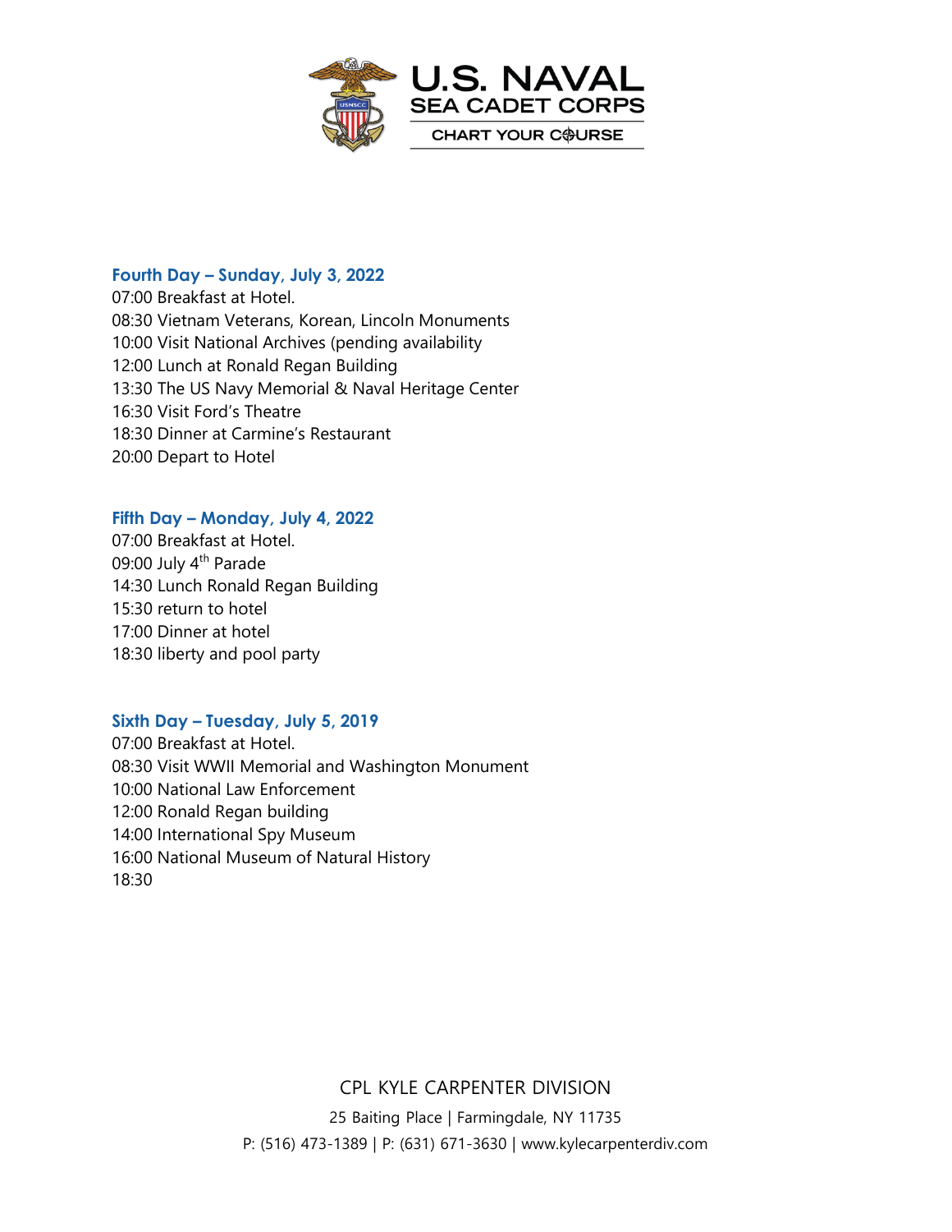### Fourth Day – Sunday, July 3, 2022

07:00 Breakfast at Hotel.
08:30 Vietnam Veterans, Korean, Lincoln Monuments
10:00 Visit National Archives (pending availability
12:00 Lunch at Ronald Regan Building
13:30 The US Navy Memorial & Naval Heritage Center
16:30 Visit Ford's Theatre
18:30 Dinner at Carmine's Restaurant
20:00 Depart to Hotel

### Fifth Day – Monday, July 4, 2022

07:00 Breakfast at Hotel.
09:00 July 4th Parade
14:30 Lunch Ronald Regan Building
15:30 return to hotel
17:00 Dinner at hotel
18:30 liberty and pool party

### Sixth Day – Tuesday, July 5, 2019

07:00 Breakfast at Hotel.
08:30 Visit WWII Memorial and Washington Monument
10:00 National Law Enforcement
12:00 Ronald Regan building
14:00 International Spy Museum
16:00 National Museum of Natural History
18:30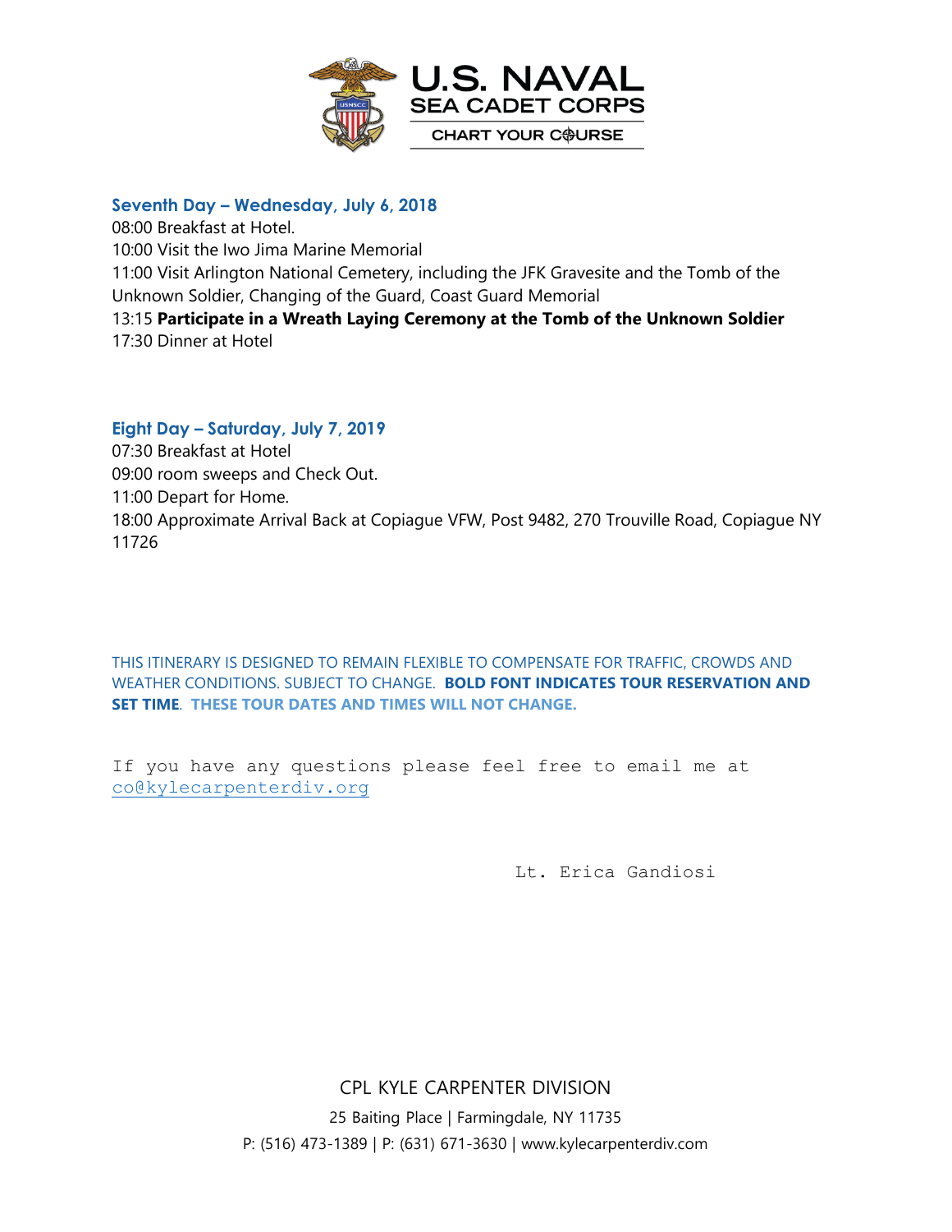### Seventh Day – Wednesday, July 6, 2018

08:00 Breakfast at Hotel.
10:00 Visit the Iwo Jima Marine Memorial
11:00 Visit Arlington National Cemetery, including the JFK Gravesite and the Tomb of the Unknown Soldier, Changing of the Guard, Coast Guard Memorial
13:15 **Participate in a Wreath Laying Ceremony at the Tomb of the Unknown Soldier**
17:30 Dinner at Hotel

### Eight Day – Saturday, July 7, 2019

07:30 Breakfast at Hotel
09:00 room sweeps and Check Out.
11:00 Depart for Home.
18:00 Approximate Arrival Back at Copiague VFW, Post 9482, 270 Trouville Road, Copiague NY 11726

THIS ITINERARY IS DESIGNED TO REMAIN FLEXIBLE TO COMPENSATE FOR TRAFFIC, CROWDS AND WEATHER CONDITIONS. SUBJECT TO CHANGE. **BOLD FONT INDICATES TOUR RESERVATION AND SET TIME**. **THESE TOUR DATES AND TIMES WILL NOT CHANGE.**

If you have any questions please feel free to email me at co@kylecarpenterdiv.org

Lt. Erica Gandiosi

CPL KYLE CARPENTER DIVISION
25 Baiting Place | Farmingdale, NY 11735
P: (516) 473-1389 | P: (631) 671-3630 | www.kylecarpenterdiv.com